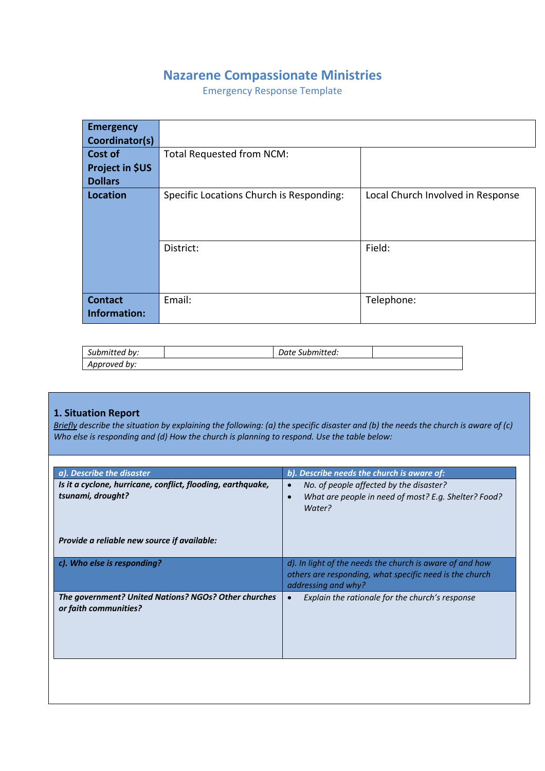# Nazarene Compassionate Ministries

Emergency Response Template

| **Emergency Coordinator(s)** | | |
|---|---|---|
| **Cost of Project in $US Dollars** | Total Requested from NCM: | |
| **Location** | Specific Locations Church is Responding: | Local Church Involved in Response |
| | District: | Field: |
| **Contact Information:** | Email: | Telephone: |

| *Submitted by:* | | *Date Submitted:* | |
|---|---|---|---|
| *Approved by:* | | | |

## 1. Situation Report

*__Briefly__ describe the situation by explaining the following: (a) the specific disaster and (b) the needs the church is aware of (c) Who else is responding and (d) How the church is planning to respond. Use the table below:*

| ***a). Describe the disaster*** | ***b). Describe needs the church is aware of:*** |
|---|---|
| ***Is it a cyclone, hurricane, conflict, flooding, earthquake, tsunami, drought?*** <br><br> ***Provide a reliable new source if available:*** | • *No. of people affected by the disaster?* <br> • *What are people in need of most? E.g. Shelter? Food? Water?* |
| ***c). Who else is responding?*** | *d). In light of the needs the church is aware of and how others are responding, what specific need is the church addressing and why?* |
| ***The government? United Nations? NGOs? Other churches or faith communities?*** | • *Explain the rationale for the church's response* |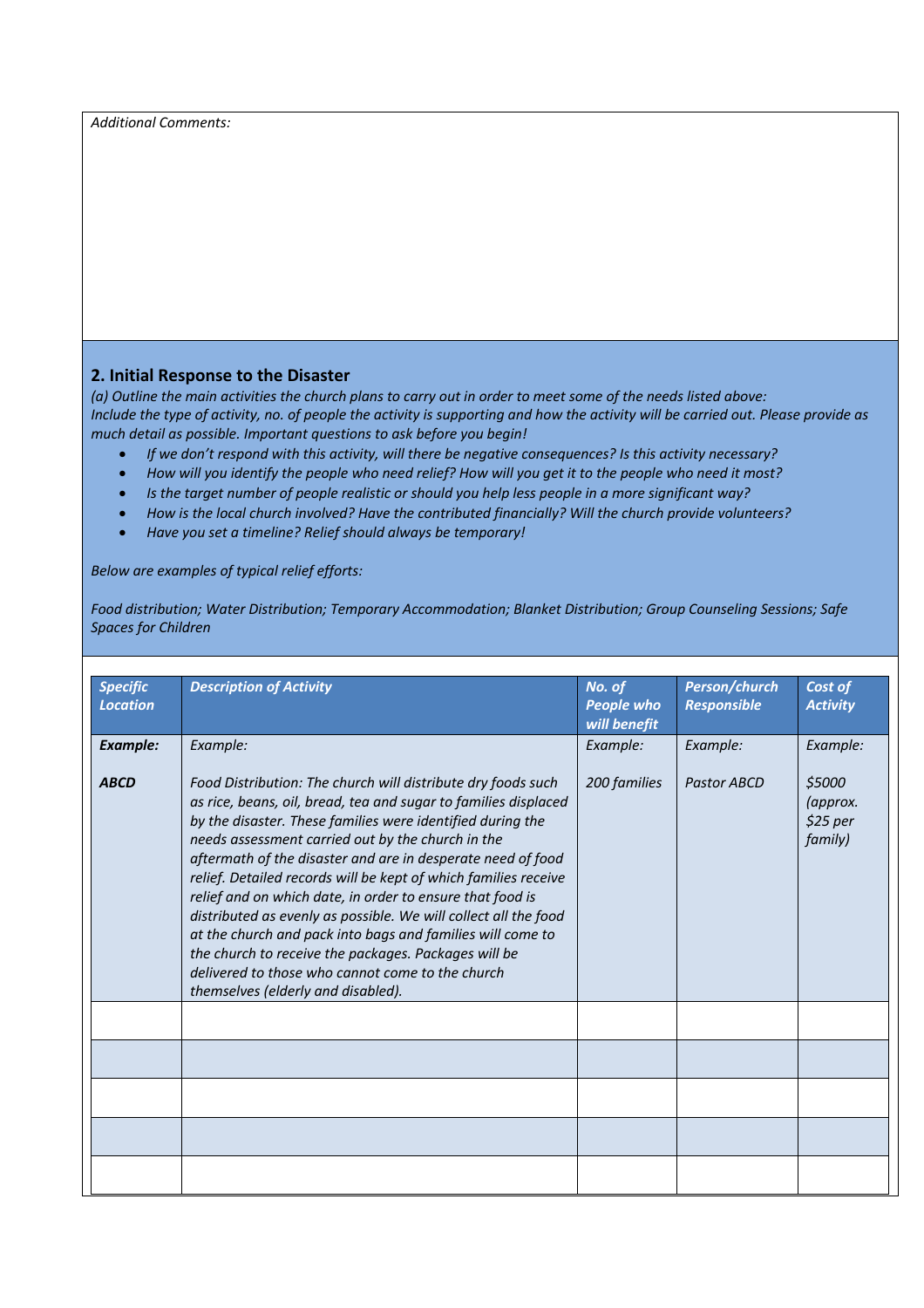*Additional Comments:*

## 2. Initial Response to the Disaster

*(a) Outline the main activities the church plans to carry out in order to meet some of the needs listed above: Include the type of activity, no. of people the activity is supporting and how the activity will be carried out. Please provide as much detail as possible. Important questions to ask before you begin!*

- *If we don't respond with this activity, will there be negative consequences? Is this activity necessary?*
- *How will you identify the people who need relief? How will you get it to the people who need it most?*
- *Is the target number of people realistic or should you help less people in a more significant way?*
- *How is the local church involved? Have the contributed financially? Will the church provide volunteers?*
- *Have you set a timeline? Relief should always be temporary!*

*Below are examples of typical relief efforts:*

*Food distribution; Water Distribution; Temporary Accommodation; Blanket Distribution; Group Counseling Sessions; Safe Spaces for Children*

| ***Specific Location*** | ***Description of Activity*** | ***No. of People who will benefit*** | ***Person/church Responsible*** | ***Cost of Activity*** |
|---|---|---|---|---|
| ***Example:***<br><br>***ABCD*** | *Example:*<br><br>*Food Distribution: The church will distribute dry foods such as rice, beans, oil, bread, tea and sugar to families displaced by the disaster. These families were identified during the needs assessment carried out by the church in the aftermath of the disaster and are in desperate need of food relief. Detailed records will be kept of which families receive relief and on which date, in order to ensure that food is distributed as evenly as possible. We will collect all the food at the church and pack into bags and families will come to the church to receive the packages. Packages will be delivered to those who cannot come to the church themselves (elderly and disabled).* | *Example:*<br><br>*200 families* | *Example:*<br><br>*Pastor ABCD* | *Example:*<br><br>*$5000 (approx. $25 per family)* |
| | | | | |
| | | | | |
| | | | | |
| | | | | |
| | | | | |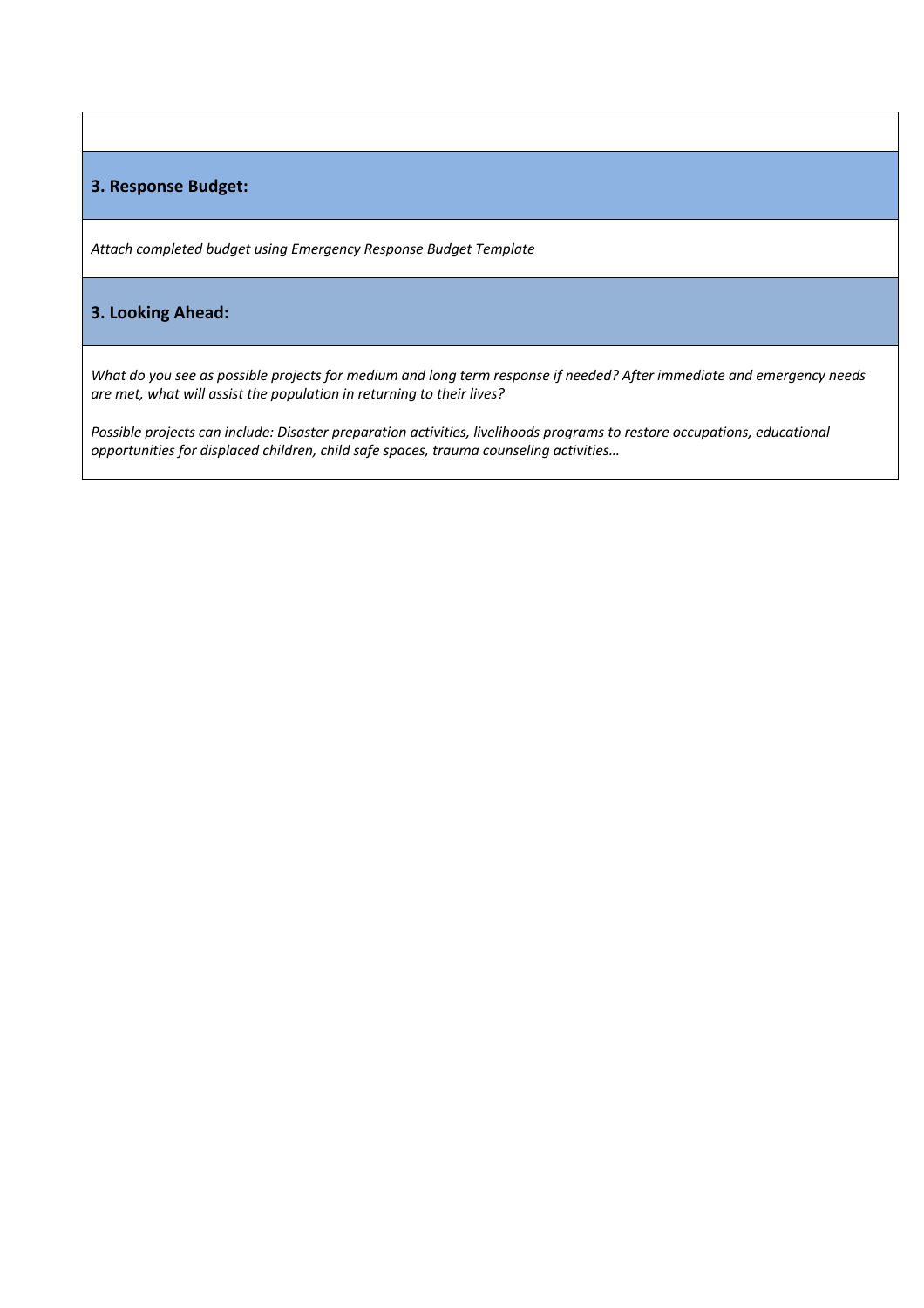### 3. Response Budget:

*Attach completed budget using Emergency Response Budget Template*

### 3. Looking Ahead:

*What do you see as possible projects for medium and long term response if needed? After immediate and emergency needs are met, what will assist the population in returning to their lives?*

*Possible projects can include: Disaster preparation activities, livelihoods programs to restore occupations, educational opportunities for displaced children, child safe spaces, trauma counseling activities…*